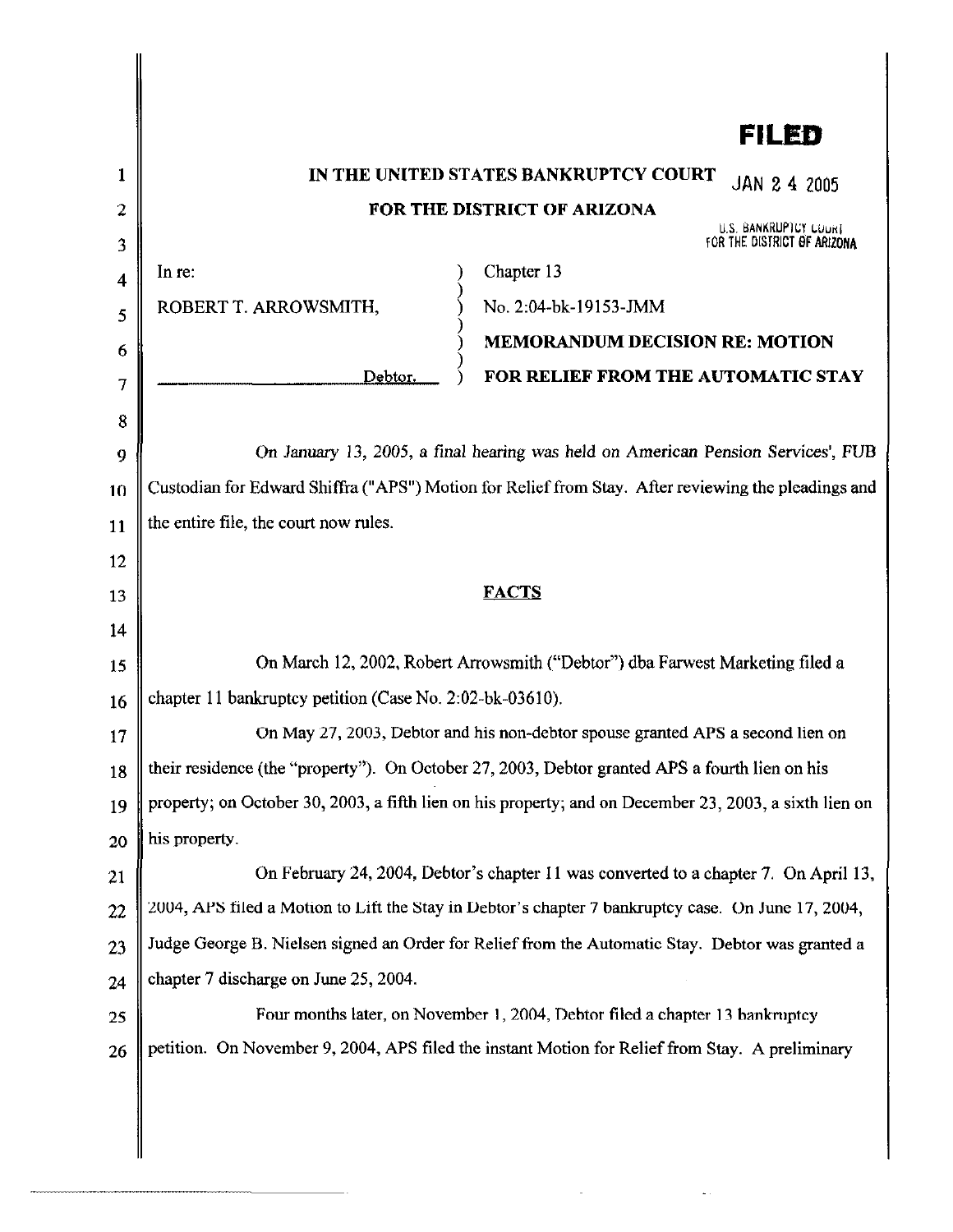**FILED**

JAN 2 4 2005

U.S. BANKRUPTCY COURT FOR THE DISTRICT OF ARIZONA

**IN THE UNITED STATES BANKRUPTCY COURT**

**FOR THE DISTRICT OF ARIZONA**

| | |
|---|---|
| In re: | Chapter 13 |
| ROBERT T. ARROWSMITH, | No. 2:04-bk-19153-JMM |
| | **MEMORANDUM DECISION RE: MOTION FOR RELIEF FROM THE AUTOMATIC STAY** |
| Debtor. | |

On January 13, 2005, a final hearing was held on American Pension Services', FUB Custodian for Edward Shiffra ("APS") Motion for Relief from Stay. After reviewing the pleadings and the entire file, the court now rules.

## FACTS

On March 12, 2002, Robert Arrowsmith ("Debtor") dba Farwest Marketing filed a chapter 11 bankruptcy petition (Case No. 2:02-bk-03610).

On May 27, 2003, Debtor and his non-debtor spouse granted APS a second lien on their residence (the "property"). On October 27, 2003, Debtor granted APS a fourth lien on his property; on October 30, 2003, a fifth lien on his property; and on December 23, 2003, a sixth lien on his property.

On February 24, 2004, Debtor's chapter 11 was converted to a chapter 7. On April 13, 2004, APS filed a Motion to Lift the Stay in Debtor's chapter 7 bankruptcy case. On June 17, 2004, Judge George B. Nielsen signed an Order for Relief from the Automatic Stay. Debtor was granted a chapter 7 discharge on June 25, 2004.

Four months later, on November 1, 2004, Debtor filed a chapter 13 bankruptcy petition. On November 9, 2004, APS filed the instant Motion for Relief from Stay. A preliminary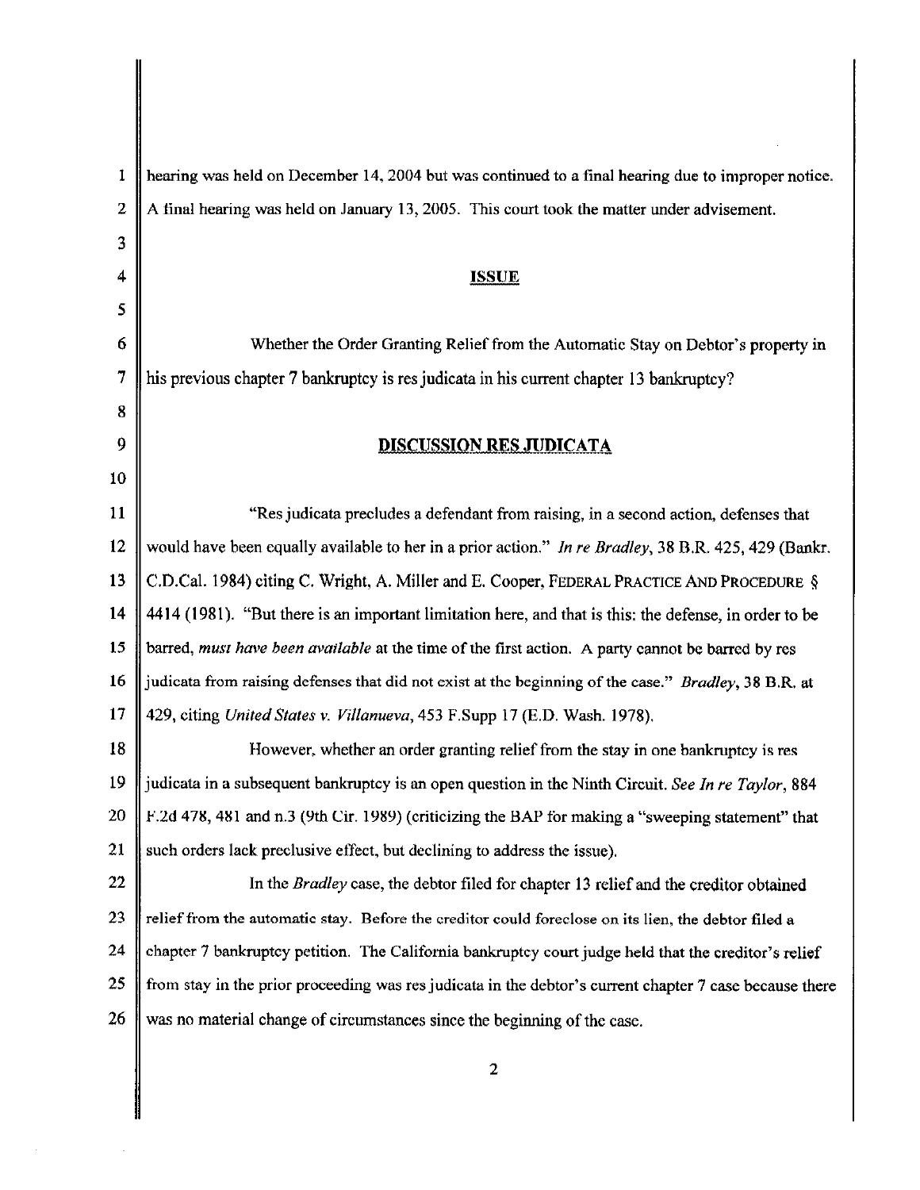hearing was held on December 14, 2004 but was continued to a final hearing due to improper notice. A final hearing was held on January 13, 2005. This court took the matter under advisement.

## ISSUE

Whether the Order Granting Relief from the Automatic Stay on Debtor's property in his previous chapter 7 bankruptcy is res judicata in his current chapter 13 bankruptcy?

## DISCUSSION RES JUDICATA

"Res judicata precludes a defendant from raising, in a second action, defenses that would have been equally available to her in a prior action." *In re Bradley*, 38 B.R. 425, 429 (Bankr. C.D.Cal. 1984) citing C. Wright, A. Miller and E. Cooper, FEDERAL PRACTICE AND PROCEDURE § 4414 (1981). "But there is an important limitation here, and that is this: the defense, in order to be barred, *must have been available* at the time of the first action. A party cannot be barred by res judicata from raising defenses that did not exist at the beginning of the case." *Bradley*, 38 B.R. at 429, citing *United States v. Villanueva*, 453 F.Supp 17 (E.D. Wash. 1978).

However, whether an order granting relief from the stay in one bankruptcy is res judicata in a subsequent bankruptcy is an open question in the Ninth Circuit. *See In re Taylor*, 884 F.2d 478, 481 and n.3 (9th Cir. 1989) (criticizing the BAP for making a "sweeping statement" that such orders lack preclusive effect, but declining to address the issue).

In the *Bradley* case, the debtor filed for chapter 13 relief and the creditor obtained relief from the automatic stay. Before the creditor could foreclose on its lien, the debtor filed a chapter 7 bankruptcy petition. The California bankruptcy court judge held that the creditor's relief from stay in the prior proceeding was res judicata in the debtor's current chapter 7 case because there was no material change of circumstances since the beginning of the case.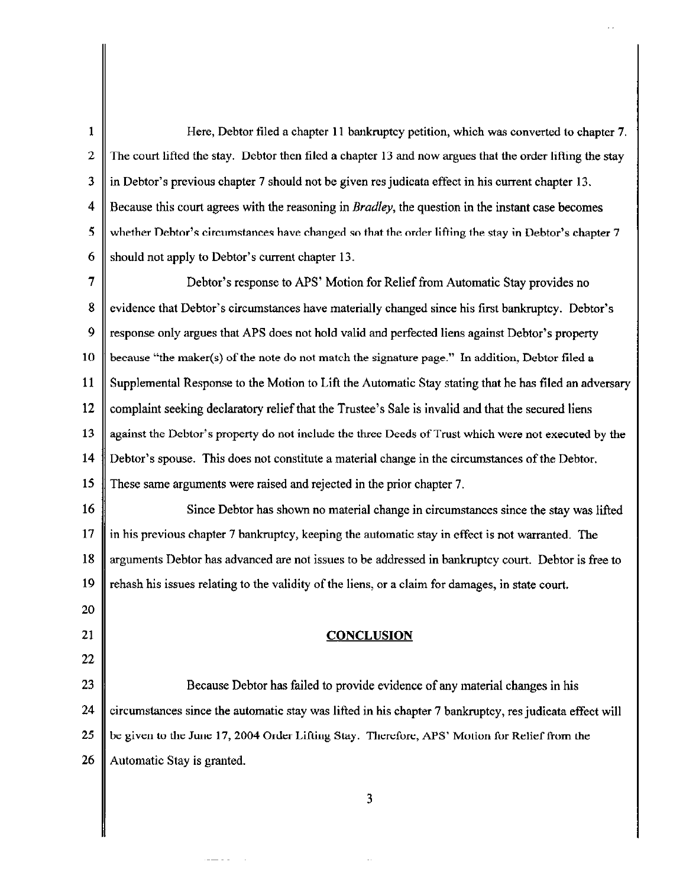Here, Debtor filed a chapter 11 bankruptcy petition, which was converted to chapter 7. The court lifted the stay. Debtor then filed a chapter 13 and now argues that the order lifting the stay in Debtor's previous chapter 7 should not be given res judicata effect in his current chapter 13. Because this court agrees with the reasoning in *Bradley*, the question in the instant case becomes whether Debtor's circumstances have changed so that the order lifting the stay in Debtor's chapter 7 should not apply to Debtor's current chapter 13.

Debtor's response to APS' Motion for Relief from Automatic Stay provides no evidence that Debtor's circumstances have materially changed since his first bankruptcy. Debtor's response only argues that APS does not hold valid and perfected liens against Debtor's property because "the maker(s) of the note do not match the signature page." In addition, Debtor filed a Supplemental Response to the Motion to Lift the Automatic Stay stating that he has filed an adversary complaint seeking declaratory relief that the Trustee's Sale is invalid and that the secured liens against the Debtor's property do not include the three Deeds of Trust which were not executed by the Debtor's spouse. This does not constitute a material change in the circumstances of the Debtor. These same arguments were raised and rejected in the prior chapter 7.

Since Debtor has shown no material change in circumstances since the stay was lifted in his previous chapter 7 bankruptcy, keeping the automatic stay in effect is not warranted. The arguments Debtor has advanced are not issues to be addressed in bankruptcy court. Debtor is free to rehash his issues relating to the validity of the liens, or a claim for damages, in state court.

## CONCLUSION

Because Debtor has failed to provide evidence of any material changes in his circumstances since the automatic stay was lifted in his chapter 7 bankruptcy, res judicata effect will be given to the June 17, 2004 Order Lifting Stay. Therefore, APS' Motion for Relief from the Automatic Stay is granted.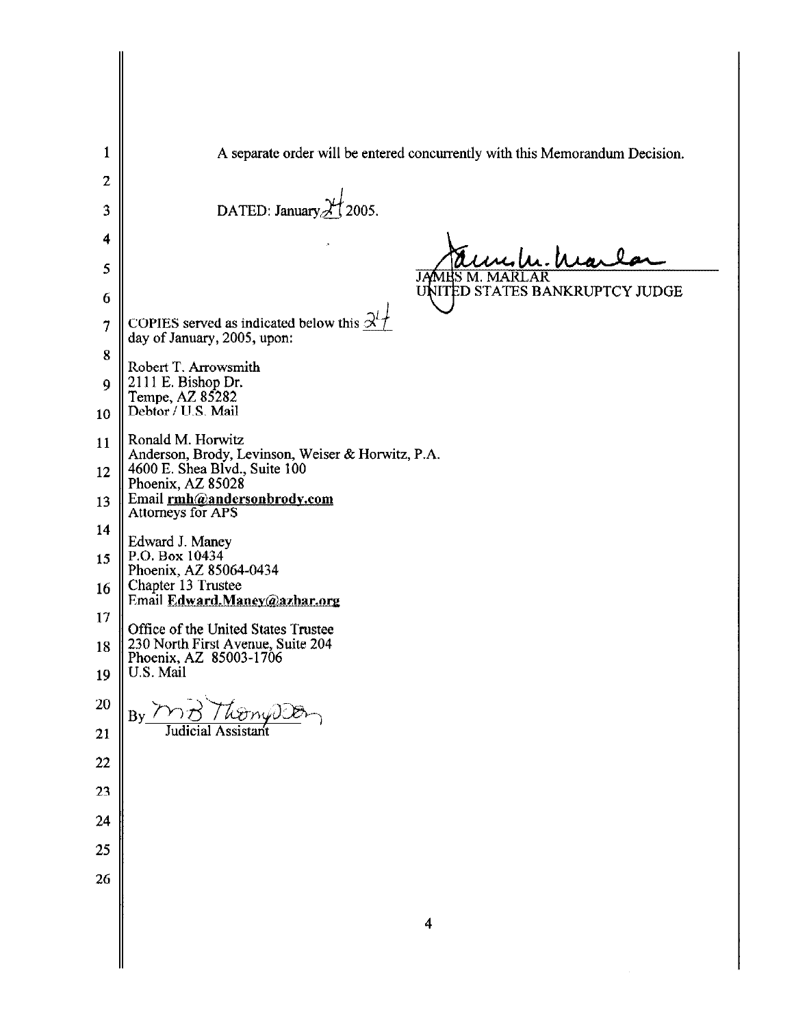A separate order will be entered concurrently with this Memorandum Decision.

DATED: January 24 2005.

JAMES M. MARLAR
UNITED STATES BANKRUPTCY JUDGE

COPIES served as indicated below this 24 day of January, 2005, upon:

Robert T. Arrowsmith
2111 E. Bishop Dr.
Tempe, AZ 85282
Debtor / U.S. Mail

Ronald M. Horwitz
Anderson, Brody, Levinson, Weiser & Horwitz, P.A.
4600 E. Shea Blvd., Suite 100
Phoenix, AZ 85028
Email **rmh@andersonbrody.com**
Attorneys for APS

Edward J. Maney
P.O. Box 10434
Phoenix, AZ 85064-0434
Chapter 13 Trustee
Email **Edward.Maney@azbar.org**

Office of the United States Trustee
230 North First Avenue, Suite 204
Phoenix, AZ 85003-1706
U.S. Mail

By M B Thompson
Judicial Assistant